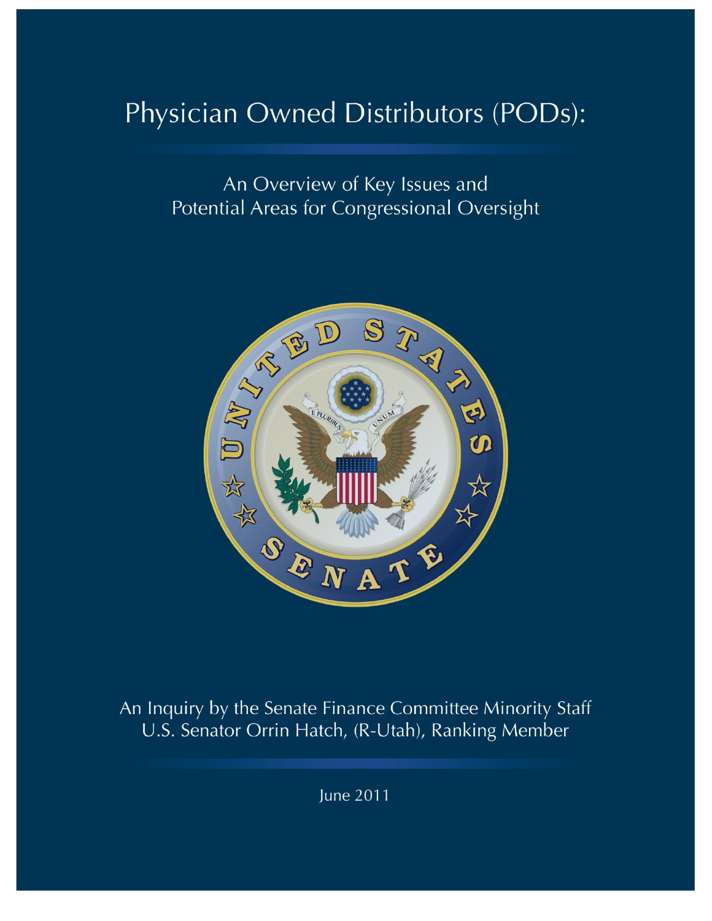# Physician Owned Distributors (PODs):

## An Overview of Key Issues and Potential Areas for Congressional Oversight

An Inquiry by the Senate Finance Committee Minority Staff
U.S. Senator Orrin Hatch, (R-Utah), Ranking Member

June 2011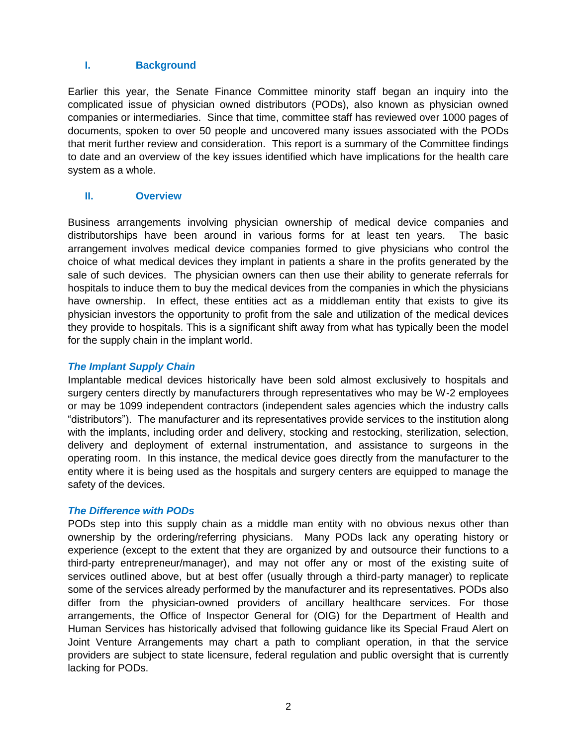## I. Background

Earlier this year, the Senate Finance Committee minority staff began an inquiry into the complicated issue of physician owned distributors (PODs), also known as physician owned companies or intermediaries. Since that time, committee staff has reviewed over 1000 pages of documents, spoken to over 50 people and uncovered many issues associated with the PODs that merit further review and consideration. This report is a summary of the Committee findings to date and an overview of the key issues identified which have implications for the health care system as a whole.

## II. Overview

Business arrangements involving physician ownership of medical device companies and distributorships have been around in various forms for at least ten years. The basic arrangement involves medical device companies formed to give physicians who control the choice of what medical devices they implant in patients a share in the profits generated by the sale of such devices. The physician owners can then use their ability to generate referrals for hospitals to induce them to buy the medical devices from the companies in which the physicians have ownership. In effect, these entities act as a middleman entity that exists to give its physician investors the opportunity to profit from the sale and utilization of the medical devices they provide to hospitals. This is a significant shift away from what has typically been the model for the supply chain in the implant world.

### *The Implant Supply Chain*

Implantable medical devices historically have been sold almost exclusively to hospitals and surgery centers directly by manufacturers through representatives who may be W-2 employees or may be 1099 independent contractors (independent sales agencies which the industry calls "distributors"). The manufacturer and its representatives provide services to the institution along with the implants, including order and delivery, stocking and restocking, sterilization, selection, delivery and deployment of external instrumentation, and assistance to surgeons in the operating room. In this instance, the medical device goes directly from the manufacturer to the entity where it is being used as the hospitals and surgery centers are equipped to manage the safety of the devices.

### *The Difference with PODs*

PODs step into this supply chain as a middle man entity with no obvious nexus other than ownership by the ordering/referring physicians. Many PODs lack any operating history or experience (except to the extent that they are organized by and outsource their functions to a third-party entrepreneur/manager), and may not offer any or most of the existing suite of services outlined above, but at best offer (usually through a third-party manager) to replicate some of the services already performed by the manufacturer and its representatives. PODs also differ from the physician-owned providers of ancillary healthcare services. For those arrangements, the Office of Inspector General for (OIG) for the Department of Health and Human Services has historically advised that following guidance like its Special Fraud Alert on Joint Venture Arrangements may chart a path to compliant operation, in that the service providers are subject to state licensure, federal regulation and public oversight that is currently lacking for PODs.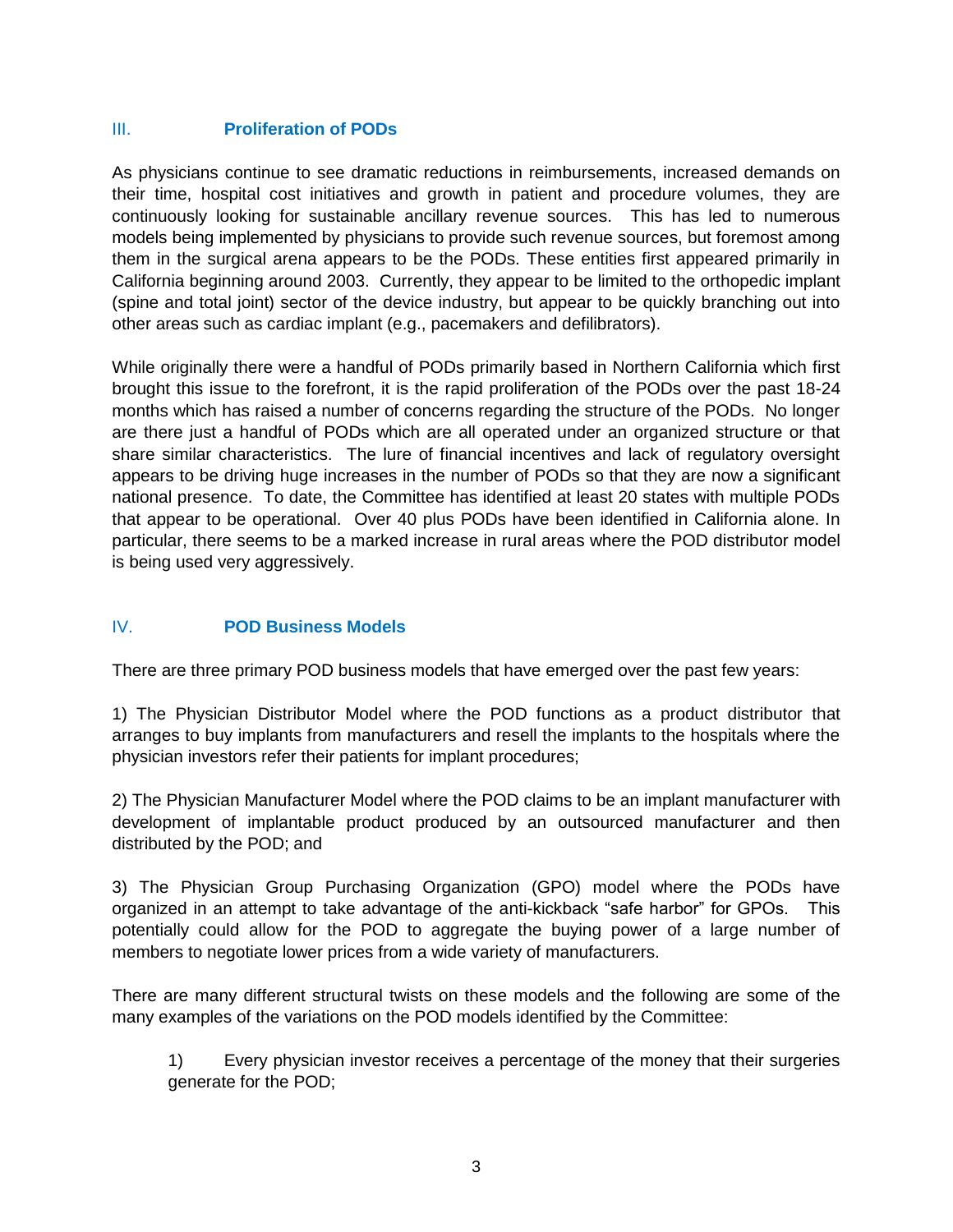## III. Proliferation of PODs

As physicians continue to see dramatic reductions in reimbursements, increased demands on their time, hospital cost initiatives and growth in patient and procedure volumes, they are continuously looking for sustainable ancillary revenue sources. This has led to numerous models being implemented by physicians to provide such revenue sources, but foremost among them in the surgical arena appears to be the PODs. These entities first appeared primarily in California beginning around 2003. Currently, they appear to be limited to the orthopedic implant (spine and total joint) sector of the device industry, but appear to be quickly branching out into other areas such as cardiac implant (e.g., pacemakers and defilibrators).

While originally there were a handful of PODs primarily based in Northern California which first brought this issue to the forefront, it is the rapid proliferation of the PODs over the past 18-24 months which has raised a number of concerns regarding the structure of the PODs. No longer are there just a handful of PODs which are all operated under an organized structure or that share similar characteristics. The lure of financial incentives and lack of regulatory oversight appears to be driving huge increases in the number of PODs so that they are now a significant national presence. To date, the Committee has identified at least 20 states with multiple PODs that appear to be operational. Over 40 plus PODs have been identified in California alone. In particular, there seems to be a marked increase in rural areas where the POD distributor model is being used very aggressively.

## IV. POD Business Models

There are three primary POD business models that have emerged over the past few years:

1) The Physician Distributor Model where the POD functions as a product distributor that arranges to buy implants from manufacturers and resell the implants to the hospitals where the physician investors refer their patients for implant procedures;

2) The Physician Manufacturer Model where the POD claims to be an implant manufacturer with development of implantable product produced by an outsourced manufacturer and then distributed by the POD; and

3) The Physician Group Purchasing Organization (GPO) model where the PODs have organized in an attempt to take advantage of the anti-kickback "safe harbor" for GPOs. This potentially could allow for the POD to aggregate the buying power of a large number of members to negotiate lower prices from a wide variety of manufacturers.

There are many different structural twists on these models and the following are some of the many examples of the variations on the POD models identified by the Committee:

1) Every physician investor receives a percentage of the money that their surgeries generate for the POD;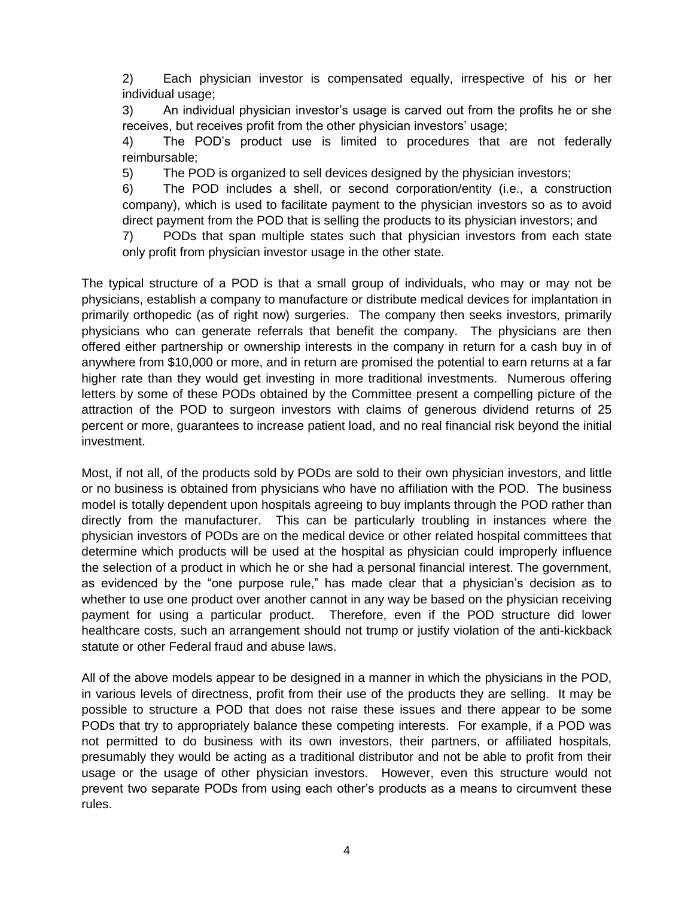2) Each physician investor is compensated equally, irrespective of his or her individual usage;

3) An individual physician investor's usage is carved out from the profits he or she receives, but receives profit from the other physician investors' usage;

4) The POD's product use is limited to procedures that are not federally reimbursable;

5) The POD is organized to sell devices designed by the physician investors;

6) The POD includes a shell, or second corporation/entity (i.e., a construction company), which is used to facilitate payment to the physician investors so as to avoid direct payment from the POD that is selling the products to its physician investors; and

7) PODs that span multiple states such that physician investors from each state only profit from physician investor usage in the other state.

The typical structure of a POD is that a small group of individuals, who may or may not be physicians, establish a company to manufacture or distribute medical devices for implantation in primarily orthopedic (as of right now) surgeries. The company then seeks investors, primarily physicians who can generate referrals that benefit the company. The physicians are then offered either partnership or ownership interests in the company in return for a cash buy in of anywhere from $10,000 or more, and in return are promised the potential to earn returns at a far higher rate than they would get investing in more traditional investments. Numerous offering letters by some of these PODs obtained by the Committee present a compelling picture of the attraction of the POD to surgeon investors with claims of generous dividend returns of 25 percent or more, guarantees to increase patient load, and no real financial risk beyond the initial investment.

Most, if not all, of the products sold by PODs are sold to their own physician investors, and little or no business is obtained from physicians who have no affiliation with the POD. The business model is totally dependent upon hospitals agreeing to buy implants through the POD rather than directly from the manufacturer. This can be particularly troubling in instances where the physician investors of PODs are on the medical device or other related hospital committees that determine which products will be used at the hospital as physician could improperly influence the selection of a product in which he or she had a personal financial interest. The government, as evidenced by the "one purpose rule," has made clear that a physician's decision as to whether to use one product over another cannot in any way be based on the physician receiving payment for using a particular product. Therefore, even if the POD structure did lower healthcare costs, such an arrangement should not trump or justify violation of the anti-kickback statute or other Federal fraud and abuse laws.

All of the above models appear to be designed in a manner in which the physicians in the POD, in various levels of directness, profit from their use of the products they are selling. It may be possible to structure a POD that does not raise these issues and there appear to be some PODs that try to appropriately balance these competing interests. For example, if a POD was not permitted to do business with its own investors, their partners, or affiliated hospitals, presumably they would be acting as a traditional distributor and not be able to profit from their usage or the usage of other physician investors. However, even this structure would not prevent two separate PODs from using each other's products as a means to circumvent these rules.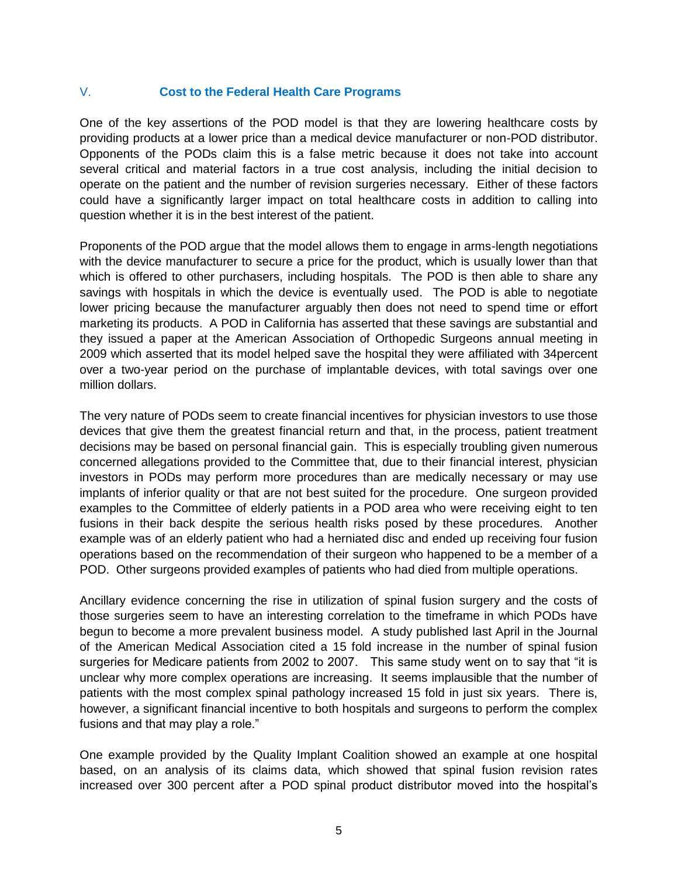## V. Cost to the Federal Health Care Programs

One of the key assertions of the POD model is that they are lowering healthcare costs by providing products at a lower price than a medical device manufacturer or non-POD distributor. Opponents of the PODs claim this is a false metric because it does not take into account several critical and material factors in a true cost analysis, including the initial decision to operate on the patient and the number of revision surgeries necessary. Either of these factors could have a significantly larger impact on total healthcare costs in addition to calling into question whether it is in the best interest of the patient.

Proponents of the POD argue that the model allows them to engage in arms-length negotiations with the device manufacturer to secure a price for the product, which is usually lower than that which is offered to other purchasers, including hospitals. The POD is then able to share any savings with hospitals in which the device is eventually used. The POD is able to negotiate lower pricing because the manufacturer arguably then does not need to spend time or effort marketing its products. A POD in California has asserted that these savings are substantial and they issued a paper at the American Association of Orthopedic Surgeons annual meeting in 2009 which asserted that its model helped save the hospital they were affiliated with 34percent over a two-year period on the purchase of implantable devices, with total savings over one million dollars.

The very nature of PODs seem to create financial incentives for physician investors to use those devices that give them the greatest financial return and that, in the process, patient treatment decisions may be based on personal financial gain. This is especially troubling given numerous concerned allegations provided to the Committee that, due to their financial interest, physician investors in PODs may perform more procedures than are medically necessary or may use implants of inferior quality or that are not best suited for the procedure. One surgeon provided examples to the Committee of elderly patients in a POD area who were receiving eight to ten fusions in their back despite the serious health risks posed by these procedures. Another example was of an elderly patient who had a herniated disc and ended up receiving four fusion operations based on the recommendation of their surgeon who happened to be a member of a POD. Other surgeons provided examples of patients who had died from multiple operations.

Ancillary evidence concerning the rise in utilization of spinal fusion surgery and the costs of those surgeries seem to have an interesting correlation to the timeframe in which PODs have begun to become a more prevalent business model. A study published last April in the Journal of the American Medical Association cited a 15 fold increase in the number of spinal fusion surgeries for Medicare patients from 2002 to 2007. This same study went on to say that "it is unclear why more complex operations are increasing. It seems implausible that the number of patients with the most complex spinal pathology increased 15 fold in just six years. There is, however, a significant financial incentive to both hospitals and surgeons to perform the complex fusions and that may play a role."

One example provided by the Quality Implant Coalition showed an example at one hospital based, on an analysis of its claims data, which showed that spinal fusion revision rates increased over 300 percent after a POD spinal product distributor moved into the hospital's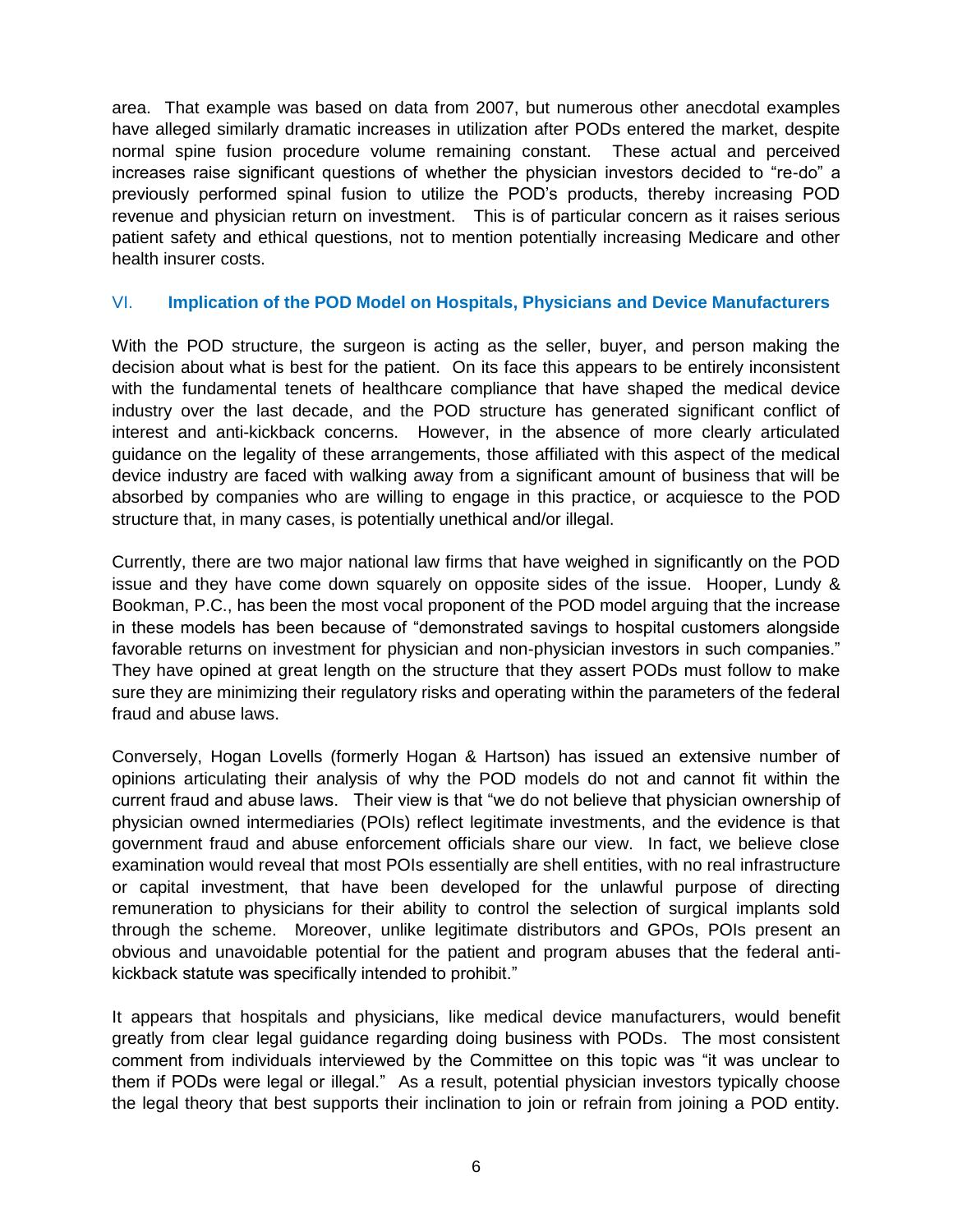area. That example was based on data from 2007, but numerous other anecdotal examples have alleged similarly dramatic increases in utilization after PODs entered the market, despite normal spine fusion procedure volume remaining constant. These actual and perceived increases raise significant questions of whether the physician investors decided to "re-do" a previously performed spinal fusion to utilize the POD's products, thereby increasing POD revenue and physician return on investment. This is of particular concern as it raises serious patient safety and ethical questions, not to mention potentially increasing Medicare and other health insurer costs.

## VI. Implication of the POD Model on Hospitals, Physicians and Device Manufacturers

With the POD structure, the surgeon is acting as the seller, buyer, and person making the decision about what is best for the patient. On its face this appears to be entirely inconsistent with the fundamental tenets of healthcare compliance that have shaped the medical device industry over the last decade, and the POD structure has generated significant conflict of interest and anti-kickback concerns. However, in the absence of more clearly articulated guidance on the legality of these arrangements, those affiliated with this aspect of the medical device industry are faced with walking away from a significant amount of business that will be absorbed by companies who are willing to engage in this practice, or acquiesce to the POD structure that, in many cases, is potentially unethical and/or illegal.

Currently, there are two major national law firms that have weighed in significantly on the POD issue and they have come down squarely on opposite sides of the issue. Hooper, Lundy & Bookman, P.C., has been the most vocal proponent of the POD model arguing that the increase in these models has been because of "demonstrated savings to hospital customers alongside favorable returns on investment for physician and non-physician investors in such companies." They have opined at great length on the structure that they assert PODs must follow to make sure they are minimizing their regulatory risks and operating within the parameters of the federal fraud and abuse laws.

Conversely, Hogan Lovells (formerly Hogan & Hartson) has issued an extensive number of opinions articulating their analysis of why the POD models do not and cannot fit within the current fraud and abuse laws. Their view is that "we do not believe that physician ownership of physician owned intermediaries (POIs) reflect legitimate investments, and the evidence is that government fraud and abuse enforcement officials share our view. In fact, we believe close examination would reveal that most POIs essentially are shell entities, with no real infrastructure or capital investment, that have been developed for the unlawful purpose of directing remuneration to physicians for their ability to control the selection of surgical implants sold through the scheme. Moreover, unlike legitimate distributors and GPOs, POIs present an obvious and unavoidable potential for the patient and program abuses that the federal anti-kickback statute was specifically intended to prohibit."

It appears that hospitals and physicians, like medical device manufacturers, would benefit greatly from clear legal guidance regarding doing business with PODs. The most consistent comment from individuals interviewed by the Committee on this topic was "it was unclear to them if PODs were legal or illegal." As a result, potential physician investors typically choose the legal theory that best supports their inclination to join or refrain from joining a POD entity.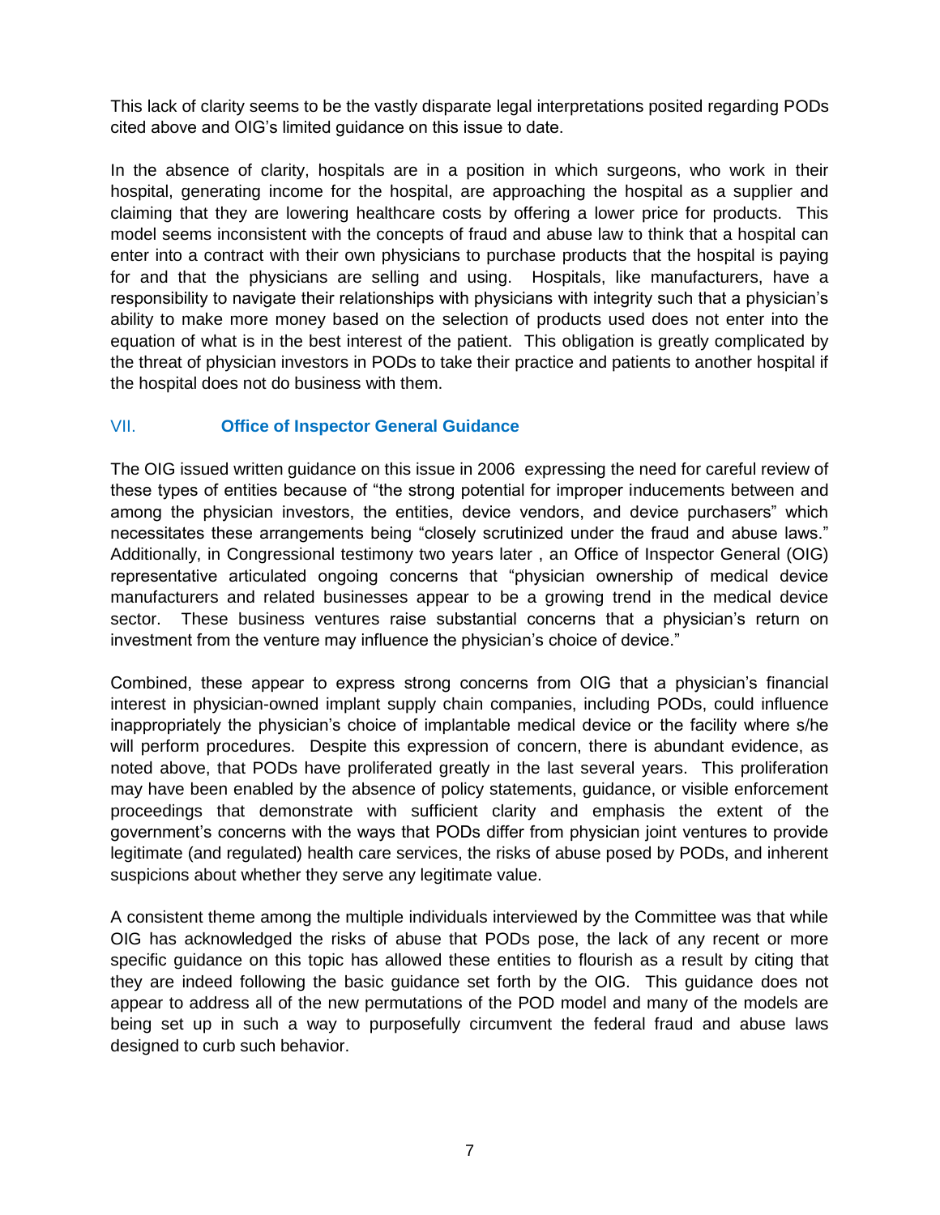This lack of clarity seems to be the vastly disparate legal interpretations posited regarding PODs cited above and OIG's limited guidance on this issue to date.

In the absence of clarity, hospitals are in a position in which surgeons, who work in their hospital, generating income for the hospital, are approaching the hospital as a supplier and claiming that they are lowering healthcare costs by offering a lower price for products. This model seems inconsistent with the concepts of fraud and abuse law to think that a hospital can enter into a contract with their own physicians to purchase products that the hospital is paying for and that the physicians are selling and using. Hospitals, like manufacturers, have a responsibility to navigate their relationships with physicians with integrity such that a physician's ability to make more money based on the selection of products used does not enter into the equation of what is in the best interest of the patient. This obligation is greatly complicated by the threat of physician investors in PODs to take their practice and patients to another hospital if the hospital does not do business with them.

## VII. Office of Inspector General Guidance

The OIG issued written guidance on this issue in 2006 expressing the need for careful review of these types of entities because of "the strong potential for improper inducements between and among the physician investors, the entities, device vendors, and device purchasers" which necessitates these arrangements being "closely scrutinized under the fraud and abuse laws." Additionally, in Congressional testimony two years later , an Office of Inspector General (OIG) representative articulated ongoing concerns that "physician ownership of medical device manufacturers and related businesses appear to be a growing trend in the medical device sector. These business ventures raise substantial concerns that a physician's return on investment from the venture may influence the physician's choice of device."

Combined, these appear to express strong concerns from OIG that a physician's financial interest in physician-owned implant supply chain companies, including PODs, could influence inappropriately the physician's choice of implantable medical device or the facility where s/he will perform procedures. Despite this expression of concern, there is abundant evidence, as noted above, that PODs have proliferated greatly in the last several years. This proliferation may have been enabled by the absence of policy statements, guidance, or visible enforcement proceedings that demonstrate with sufficient clarity and emphasis the extent of the government's concerns with the ways that PODs differ from physician joint ventures to provide legitimate (and regulated) health care services, the risks of abuse posed by PODs, and inherent suspicions about whether they serve any legitimate value.

A consistent theme among the multiple individuals interviewed by the Committee was that while OIG has acknowledged the risks of abuse that PODs pose, the lack of any recent or more specific guidance on this topic has allowed these entities to flourish as a result by citing that they are indeed following the basic guidance set forth by the OIG. This guidance does not appear to address all of the new permutations of the POD model and many of the models are being set up in such a way to purposefully circumvent the federal fraud and abuse laws designed to curb such behavior.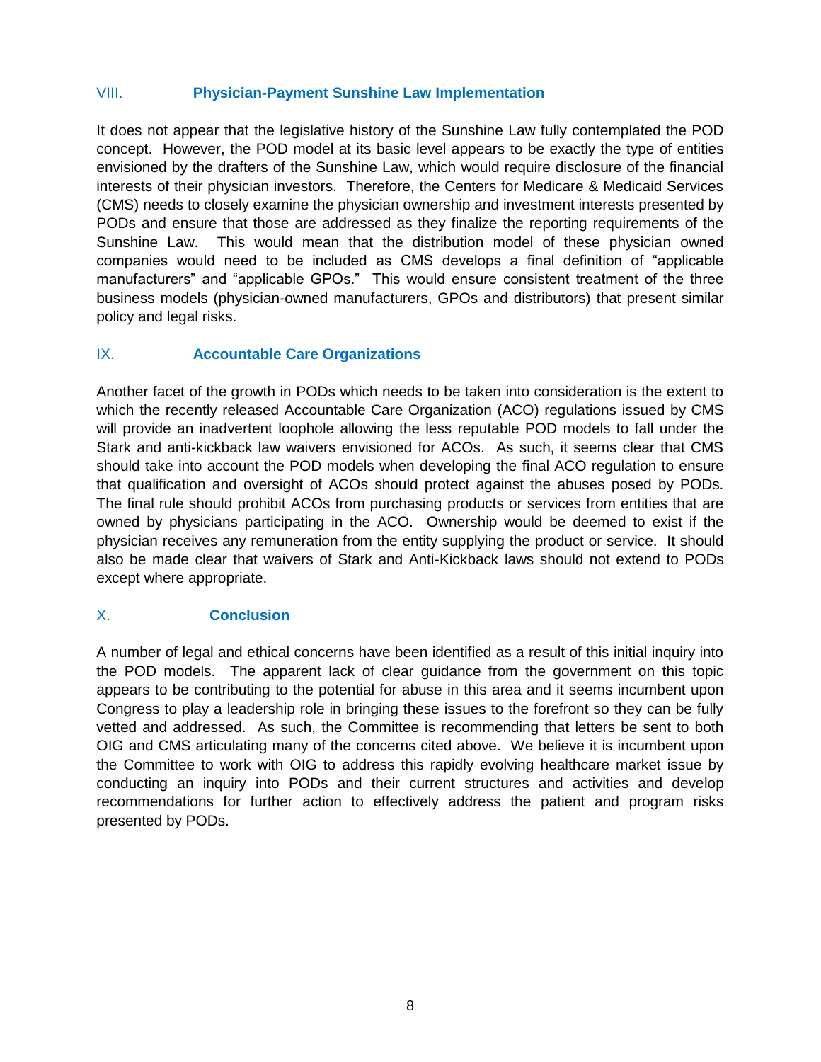## VIII. Physician-Payment Sunshine Law Implementation

It does not appear that the legislative history of the Sunshine Law fully contemplated the POD concept. However, the POD model at its basic level appears to be exactly the type of entities envisioned by the drafters of the Sunshine Law, which would require disclosure of the financial interests of their physician investors. Therefore, the Centers for Medicare & Medicaid Services (CMS) needs to closely examine the physician ownership and investment interests presented by PODs and ensure that those are addressed as they finalize the reporting requirements of the Sunshine Law. This would mean that the distribution model of these physician owned companies would need to be included as CMS develops a final definition of "applicable manufacturers" and "applicable GPOs." This would ensure consistent treatment of the three business models (physician-owned manufacturers, GPOs and distributors) that present similar policy and legal risks.

## IX. Accountable Care Organizations

Another facet of the growth in PODs which needs to be taken into consideration is the extent to which the recently released Accountable Care Organization (ACO) regulations issued by CMS will provide an inadvertent loophole allowing the less reputable POD models to fall under the Stark and anti-kickback law waivers envisioned for ACOs. As such, it seems clear that CMS should take into account the POD models when developing the final ACO regulation to ensure that qualification and oversight of ACOs should protect against the abuses posed by PODs. The final rule should prohibit ACOs from purchasing products or services from entities that are owned by physicians participating in the ACO. Ownership would be deemed to exist if the physician receives any remuneration from the entity supplying the product or service. It should also be made clear that waivers of Stark and Anti-Kickback laws should not extend to PODs except where appropriate.

## X. Conclusion

A number of legal and ethical concerns have been identified as a result of this initial inquiry into the POD models. The apparent lack of clear guidance from the government on this topic appears to be contributing to the potential for abuse in this area and it seems incumbent upon Congress to play a leadership role in bringing these issues to the forefront so they can be fully vetted and addressed. As such, the Committee is recommending that letters be sent to both OIG and CMS articulating many of the concerns cited above. We believe it is incumbent upon the Committee to work with OIG to address this rapidly evolving healthcare market issue by conducting an inquiry into PODs and their current structures and activities and develop recommendations for further action to effectively address the patient and program risks presented by PODs.